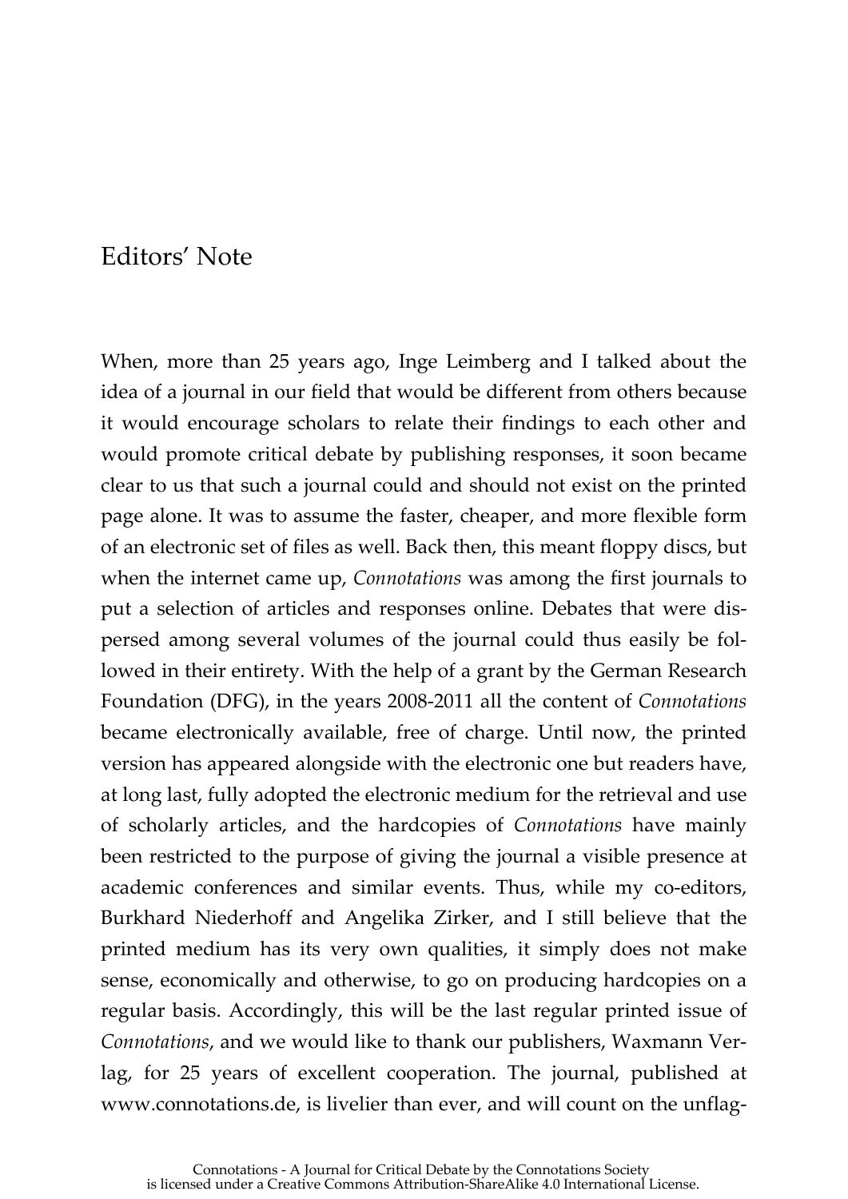# Editors' Note

When, more than 25 years ago, Inge Leimberg and I talked about the idea of a journal in our field that would be different from others because it would encourage scholars to relate their findings to each other and would promote critical debate by publishing responses, it soon became clear to us that such a journal could and should not exist on the printed page alone. It was to assume the faster, cheaper, and more flexible form of an electronic set of files as well. Back then, this meant floppy discs, but when the internet came up, *Connotations* was among the first journals to put a selection of articles and responses online. Debates that were dispersed among several volumes of the journal could thus easily be followed in their entirety. With the help of a grant by the German Research Foundation (DFG), in the years 2008-2011 all the content of *Connotations* became electronically available, free of charge. Until now, the printed version has appeared alongside with the electronic one but readers have, at long last, fully adopted the electronic medium for the retrieval and use of scholarly articles, and the hardcopies of *Connotations* have mainly been restricted to the purpose of giving the journal a visible presence at academic conferences and similar events. Thus, while my co-editors, Burkhard Niederhoff and Angelika Zirker, and I still believe that the printed medium has its very own qualities, it simply does not make sense, economically and otherwise, to go on producing hardcopies on a regular basis. Accordingly, this will be the last regular printed issue of *Connotations*, and we would like to thank our publishers, Waxmann Verlag, for 25 years of excellent cooperation. The journal, published at www.connotations.de, is livelier than ever, and will count on the unflag-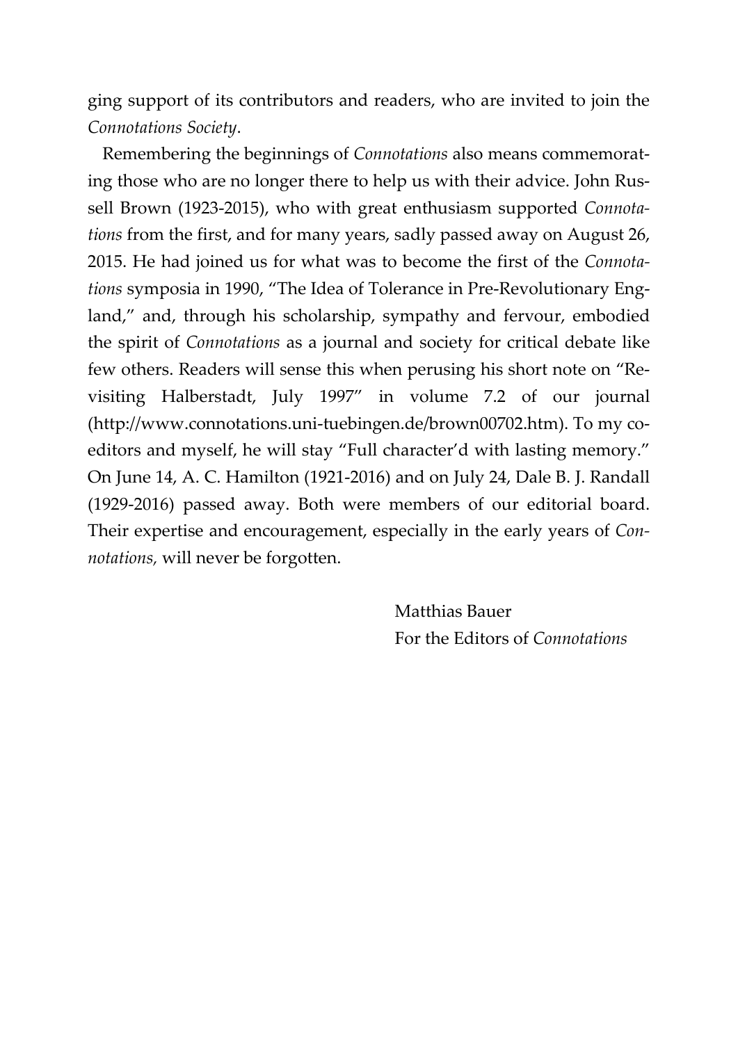ging support of its contributors and readers, who are invited to join the *Connotations Society*.

Remembering the beginnings of *Connotations* also means commemorating those who are no longer there to help us with their advice. John Russell Brown (1923-2015), who with great enthusiasm supported *Connotations* from the first, and for many years, sadly passed away on August 26, 2015. He had joined us for what was to become the first of the *Connotations* symposia in 1990, "The Idea of Tolerance in Pre-Revolutionary England," and, through his scholarship, sympathy and fervour, embodied the spirit of *Connotations* as a journal and society for critical debate like few others. Readers will sense this when perusing his short note on "Revisiting Halberstadt, July 1997" in volume 7.2 of our journal (http://www.connotations.uni-tuebingen.de/brown00702.htm). To my co-editors and myself, he will stay "Full character'd with lasting memory." On June 14, A. C. Hamilton (1921-2016) and on July 24, Dale B. J. Randall (1929-2016) passed away. Both were members of our editorial board. Their expertise and encouragement, especially in the early years of *Connotations,* will never be forgotten.

Matthias Bauer
For the Editors of *Connotations*